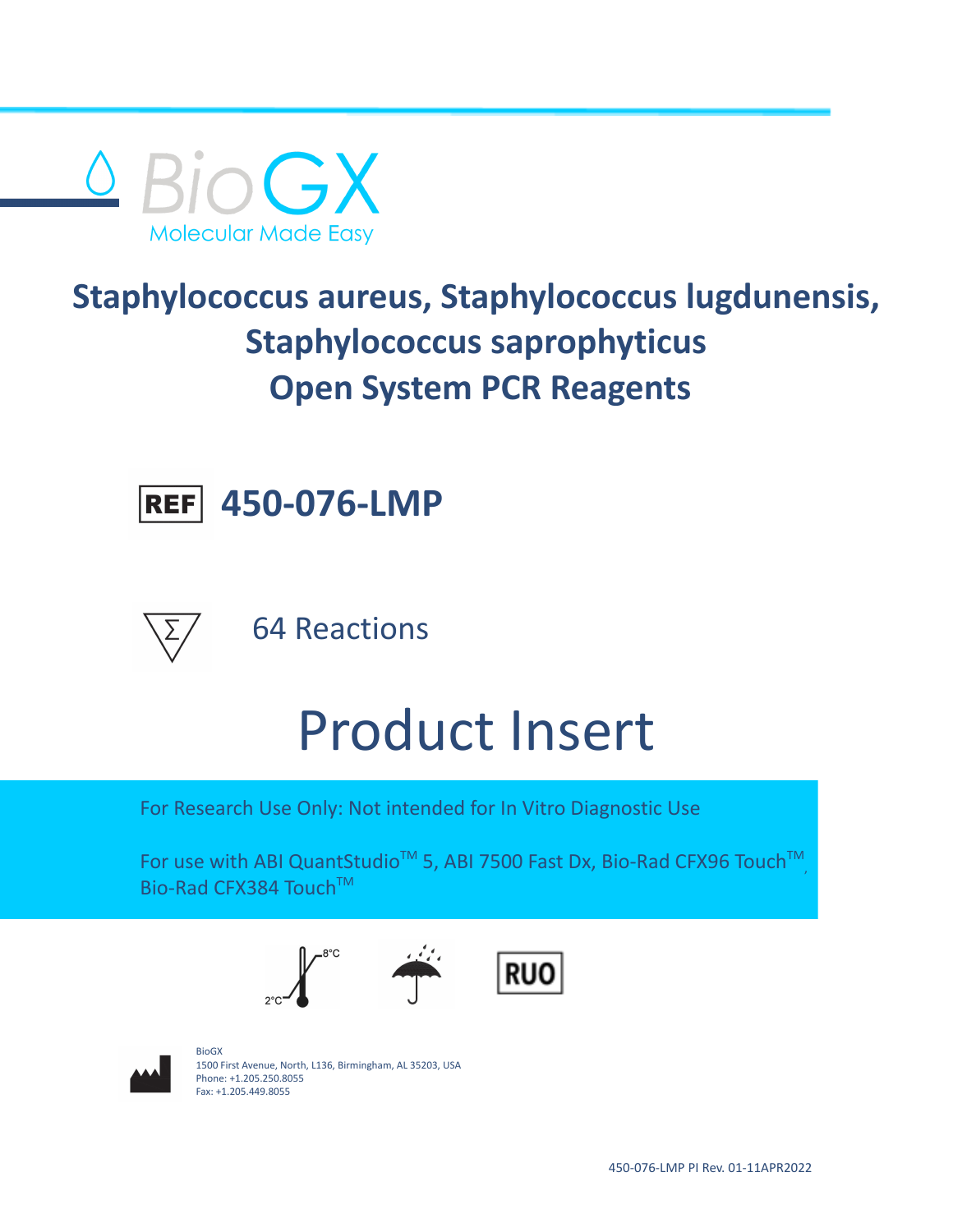BioGX

Molecular Made Easy

# Staphylococcus aureus, Staphylococcus lugdunensis, Staphylococcus saprophyticus Open System PCR Reagents

REF **450-076-LMP**

64 Reactions

# Product Insert

For Research Use Only: Not intended for In Vitro Diagnostic Use

For use with ABI QuantStudio™ 5, ABI 7500 Fast Dx, Bio-Rad CFX96 Touch™, Bio-Rad CFX384 Touch™

2°C – 8°C

RUO

BioGX
1500 First Avenue, North, L136, Birmingham, AL 35203, USA
Phone: +1.205.250.8055
Fax: +1.205.449.8055

450-076-LMP PI Rev. 01-11APR2022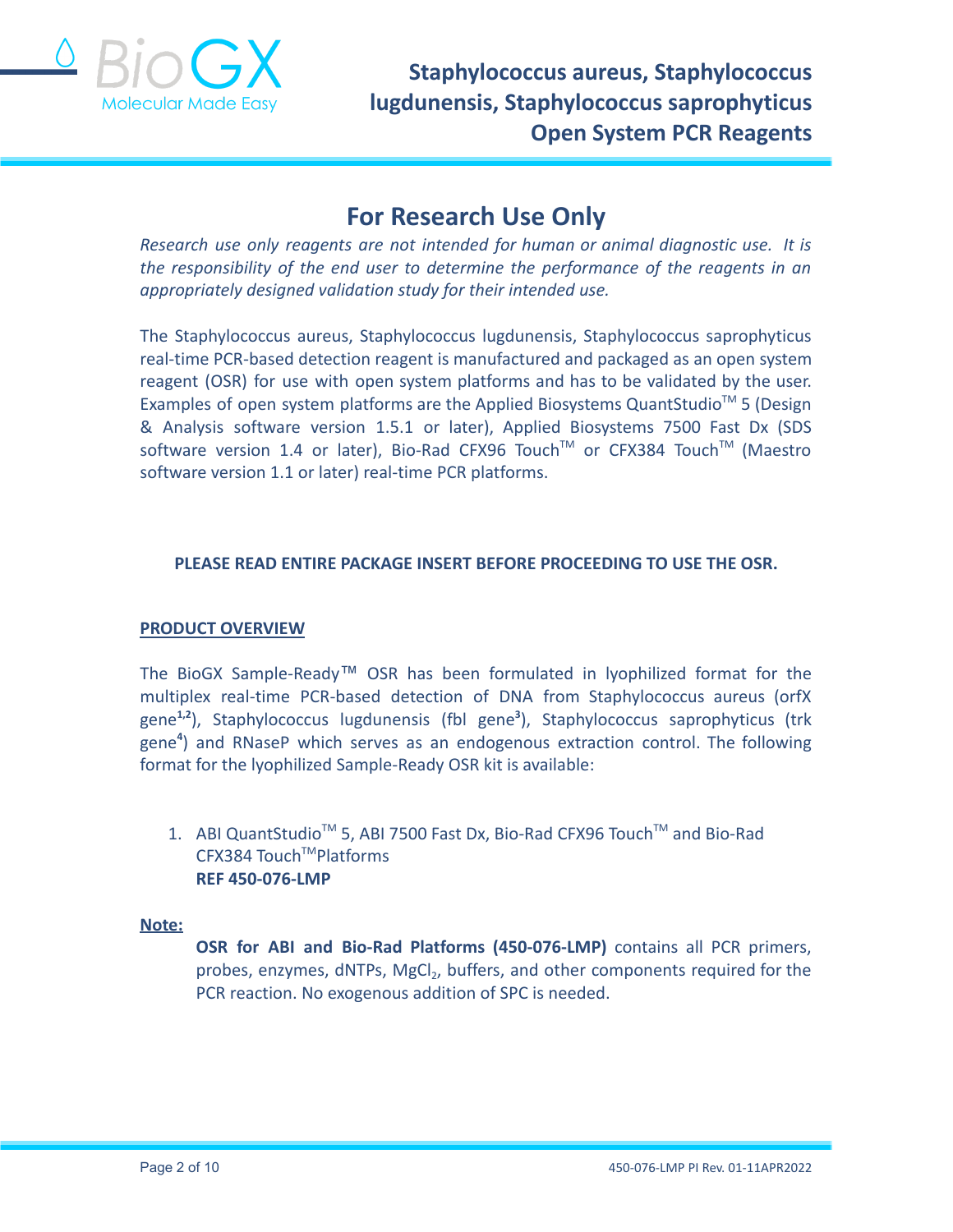# For Research Use Only

*Research use only reagents are not intended for human or animal diagnostic use. It is the responsibility of the end user to determine the performance of the reagents in an appropriately designed validation study for their intended use.*

The Staphylococcus aureus, Staphylococcus lugdunensis, Staphylococcus saprophyticus real-time PCR-based detection reagent is manufactured and packaged as an open system reagent (OSR) for use with open system platforms and has to be validated by the user. Examples of open system platforms are the Applied Biosystems QuantStudio™ 5 (Design & Analysis software version 1.5.1 or later), Applied Biosystems 7500 Fast Dx (SDS software version 1.4 or later), Bio-Rad CFX96 Touch™ or CFX384 Touch™ (Maestro software version 1.1 or later) real-time PCR platforms.

**PLEASE READ ENTIRE PACKAGE INSERT BEFORE PROCEEDING TO USE THE OSR.**

## PRODUCT OVERVIEW

The BioGX Sample-Ready™ OSR has been formulated in lyophilized format for the multiplex real-time PCR-based detection of DNA from Staphylococcus aureus (orfX gene[1,2]), Staphylococcus lugdunensis (fbl gene[3]), Staphylococcus saprophyticus (trk gene[4]) and RNaseP which serves as an endogenous extraction control. The following format for the lyophilized Sample-Ready OSR kit is available:

1. ABI QuantStudio™ 5, ABI 7500 Fast Dx, Bio-Rad CFX96 Touch™ and Bio-Rad CFX384 Touch™Platforms
   **REF 450-076-LMP**

**Note:**

**OSR for ABI and Bio-Rad Platforms (450-076-LMP)** contains all PCR primers, probes, enzymes, dNTPs, $MgCl_2$, buffers, and other components required for the PCR reaction. No exogenous addition of SPC is needed.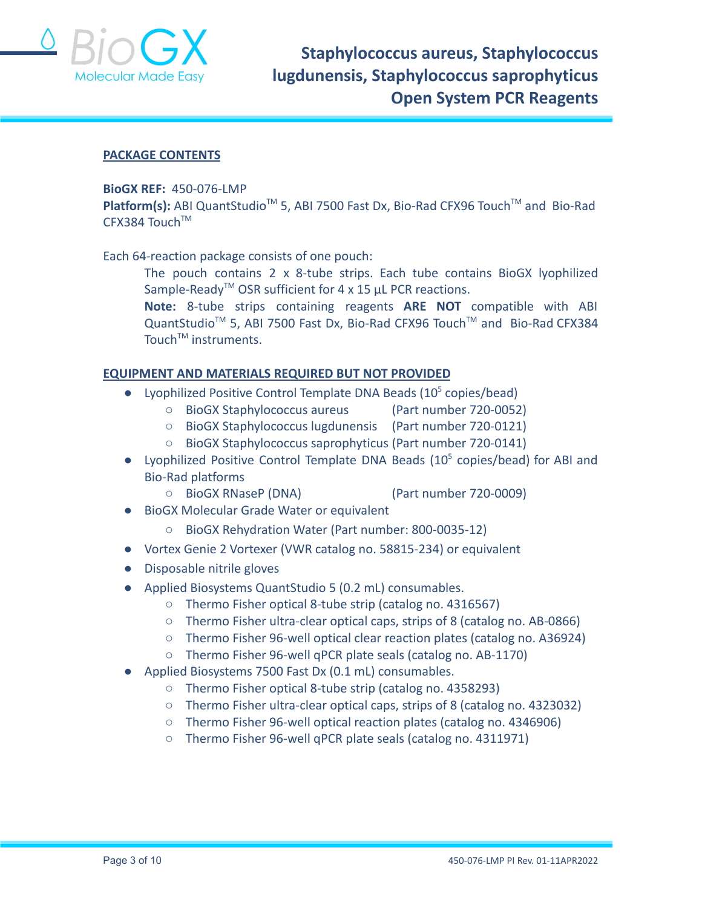## PACKAGE CONTENTS

**BioGX REF:** 450-076-LMP
**Platform(s):** ABI QuantStudio™ 5, ABI 7500 Fast Dx, Bio-Rad CFX96 Touch™ and Bio-Rad CFX384 Touch™

Each 64-reaction package consists of one pouch:

> The pouch contains 2 x 8-tube strips. Each tube contains BioGX lyophilized Sample-Ready™ OSR sufficient for 4 x 15 µL PCR reactions.
>
> **Note:** 8-tube strips containing reagents **ARE NOT** compatible with ABI QuantStudio™ 5, ABI 7500 Fast Dx, Bio-Rad CFX96 Touch™ and Bio-Rad CFX384 Touch™ instruments.

## EQUIPMENT AND MATERIALS REQUIRED BUT NOT PROVIDED

- Lyophilized Positive Control Template DNA Beads ($10^5$ copies/bead)
  - BioGX Staphylococcus aureus (Part number 720-0052)
  - BioGX Staphylococcus lugdunensis (Part number 720-0121)
  - BioGX Staphylococcus saprophyticus (Part number 720-0141)
- Lyophilized Positive Control Template DNA Beads ($10^5$ copies/bead) for ABI and Bio-Rad platforms
  - BioGX RNaseP (DNA) (Part number 720-0009)
- BioGX Molecular Grade Water or equivalent
  - BioGX Rehydration Water (Part number: 800-0035-12)
- Vortex Genie 2 Vortexer (VWR catalog no. 58815-234) or equivalent
- Disposable nitrile gloves
- Applied Biosystems QuantStudio 5 (0.2 mL) consumables.
  - Thermo Fisher optical 8-tube strip (catalog no. 4316567)
  - Thermo Fisher ultra-clear optical caps, strips of 8 (catalog no. AB-0866)
  - Thermo Fisher 96-well optical clear reaction plates (catalog no. A36924)
  - Thermo Fisher 96-well qPCR plate seals (catalog no. AB-1170)
- Applied Biosystems 7500 Fast Dx (0.1 mL) consumables.
  - Thermo Fisher optical 8-tube strip (catalog no. 4358293)
  - Thermo Fisher ultra-clear optical caps, strips of 8 (catalog no. 4323032)
  - Thermo Fisher 96-well optical reaction plates (catalog no. 4346906)
  - Thermo Fisher 96-well qPCR plate seals (catalog no. 4311971)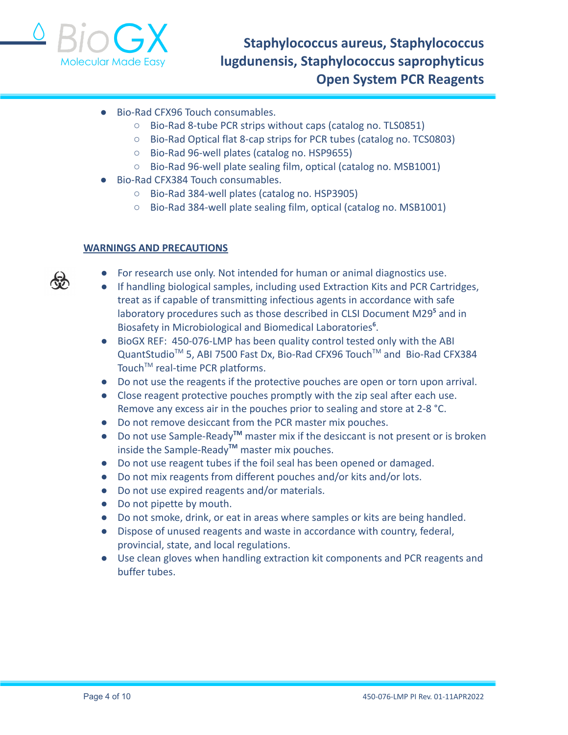- Bio-Rad CFX96 Touch consumables.
  - Bio-Rad 8-tube PCR strips without caps (catalog no. TLS0851)
  - Bio-Rad Optical flat 8-cap strips for PCR tubes (catalog no. TCS0803)
  - Bio-Rad 96-well plates (catalog no. HSP9655)
  - Bio-Rad 96-well plate sealing film, optical (catalog no. MSB1001)
- Bio-Rad CFX384 Touch consumables.
  - Bio-Rad 384-well plates (catalog no. HSP3905)
  - Bio-Rad 384-well plate sealing film, optical (catalog no. MSB1001)

## WARNINGS AND PRECAUTIONS

- For research use only. Not intended for human or animal diagnostics use.
- If handling biological samples, including used Extraction Kits and PCR Cartridges, treat as if capable of transmitting infectious agents in accordance with safe laboratory procedures such as those described in CLSI Document M29[5] and in Biosafety in Microbiological and Biomedical Laboratories[6].
- BioGX REF: 450-076-LMP has been quality control tested only with the ABI QuantStudio™ 5, ABI 7500 Fast Dx, Bio-Rad CFX96 Touch™ and Bio-Rad CFX384 Touch™ real-time PCR platforms.
- Do not use the reagents if the protective pouches are open or torn upon arrival.
- Close reagent protective pouches promptly with the zip seal after each use. Remove any excess air in the pouches prior to sealing and store at 2-8 °C.
- Do not remove desiccant from the PCR master mix pouches.
- Do not use Sample-Ready™ master mix if the desiccant is not present or is broken inside the Sample-Ready™ master mix pouches.
- Do not use reagent tubes if the foil seal has been opened or damaged.
- Do not mix reagents from different pouches and/or kits and/or lots.
- Do not use expired reagents and/or materials.
- Do not pipette by mouth.
- Do not smoke, drink, or eat in areas where samples or kits are being handled.
- Dispose of unused reagents and waste in accordance with country, federal, provincial, state, and local regulations.
- Use clean gloves when handling extraction kit components and PCR reagents and buffer tubes.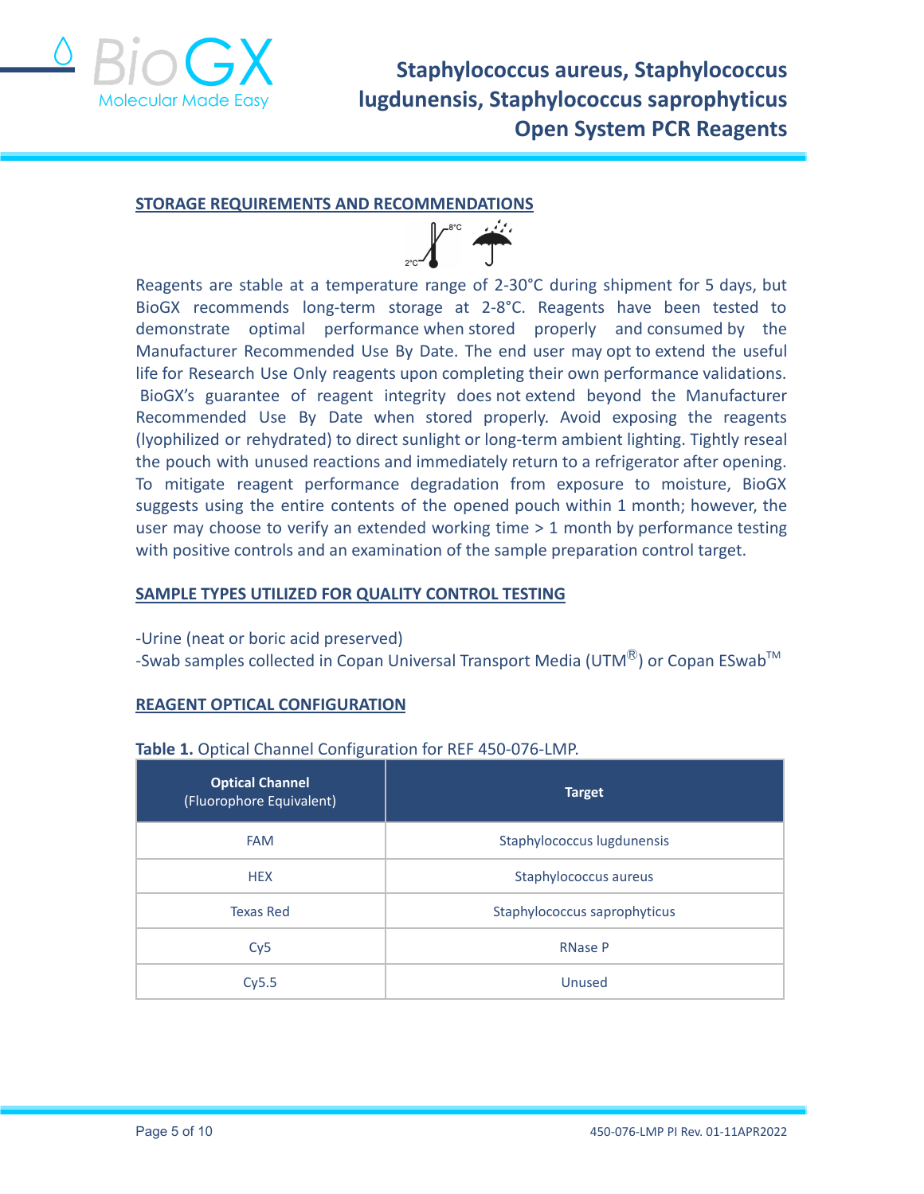## STORAGE REQUIREMENTS AND RECOMMENDATIONS

Reagents are stable at a temperature range of 2-30°C during shipment for 5 days, but BioGX recommends long-term storage at 2-8°C. Reagents have been tested to demonstrate optimal performance when stored properly and consumed by the Manufacturer Recommended Use By Date. The end user may opt to extend the useful life for Research Use Only reagents upon completing their own performance validations. BioGX's guarantee of reagent integrity does not extend beyond the Manufacturer Recommended Use By Date when stored properly. Avoid exposing the reagents (lyophilized or rehydrated) to direct sunlight or long-term ambient lighting. Tightly reseal the pouch with unused reactions and immediately return to a refrigerator after opening. To mitigate reagent performance degradation from exposure to moisture, BioGX suggests using the entire contents of the opened pouch within 1 month; however, the user may choose to verify an extended working time > 1 month by performance testing with positive controls and an examination of the sample preparation control target.

## SAMPLE TYPES UTILIZED FOR QUALITY CONTROL TESTING

-Urine (neat or boric acid preserved)
-Swab samples collected in Copan Universal Transport Media (UTM®) or Copan ESwab™

## REAGENT OPTICAL CONFIGURATION

**Table 1.** Optical Channel Configuration for REF 450-076-LMP.

| **Optical Channel** (Fluorophore Equivalent) | **Target** |
|---|---|
| FAM | Staphylococcus lugdunensis |
| HEX | Staphylococcus aureus |
| Texas Red | Staphylococcus saprophyticus |
| Cy5 | RNase P |
| Cy5.5 | Unused |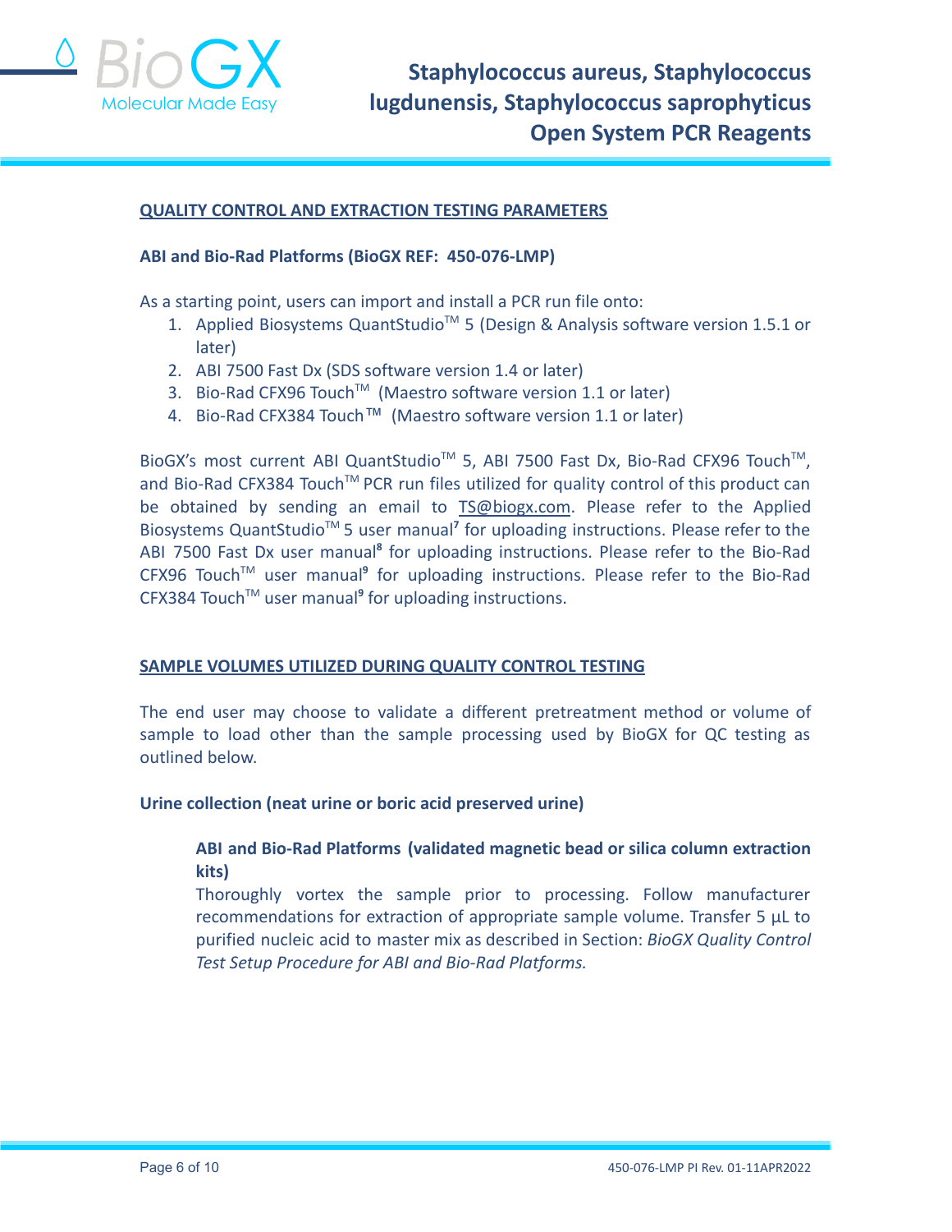## QUALITY CONTROL AND EXTRACTION TESTING PARAMETERS

### ABI and Bio-Rad Platforms (BioGX REF: 450-076-LMP)

As a starting point, users can import and install a PCR run file onto:

1. Applied Biosystems QuantStudio™ 5 (Design & Analysis software version 1.5.1 or later)
2. ABI 7500 Fast Dx (SDS software version 1.4 or later)
3. Bio-Rad CFX96 Touch™ (Maestro software version 1.1 or later)
4. Bio-Rad CFX384 Touch™ (Maestro software version 1.1 or later)

BioGX's most current ABI QuantStudio™ 5, ABI 7500 Fast Dx, Bio-Rad CFX96 Touch™, and Bio-Rad CFX384 Touch™ PCR run files utilized for quality control of this product can be obtained by sending an email to TS@biogx.com. Please refer to the Applied Biosystems QuantStudio™ 5 user manual[7] for uploading instructions. Please refer to the ABI 7500 Fast Dx user manual[8] for uploading instructions. Please refer to the Bio-Rad CFX96 Touch™ user manual[9] for uploading instructions. Please refer to the Bio-Rad CFX384 Touch™ user manual[9] for uploading instructions.

## SAMPLE VOLUMES UTILIZED DURING QUALITY CONTROL TESTING

The end user may choose to validate a different pretreatment method or volume of sample to load other than the sample processing used by BioGX for QC testing as outlined below.

### Urine collection (neat urine or boric acid preserved urine)

**ABI and Bio-Rad Platforms (validated magnetic bead or silica column extraction kits)**

Thoroughly vortex the sample prior to processing. Follow manufacturer recommendations for extraction of appropriate sample volume. Transfer 5 µL to purified nucleic acid to master mix as described in Section: *BioGX Quality Control Test Setup Procedure for ABI and Bio-Rad Platforms.*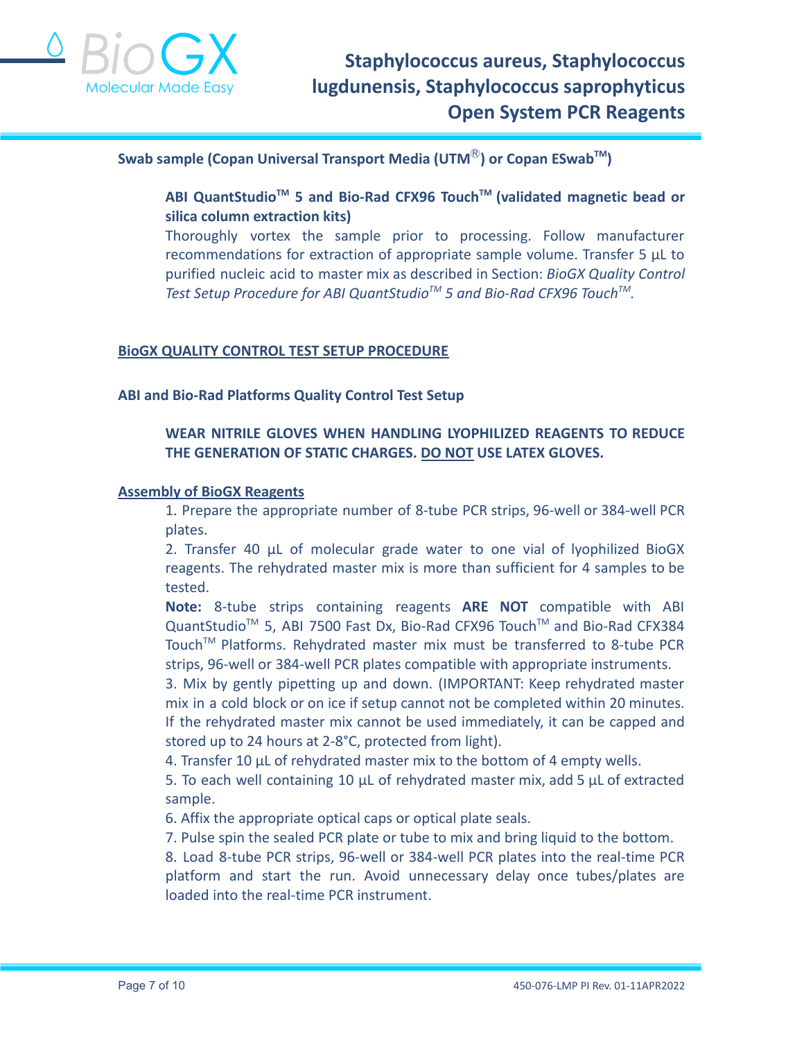**Swab sample (Copan Universal Transport Media (UTM®) or Copan ESwab™)**

**ABI QuantStudio™ 5 and Bio-Rad CFX96 Touch™ (validated magnetic bead or silica column extraction kits)**

Thoroughly vortex the sample prior to processing. Follow manufacturer recommendations for extraction of appropriate sample volume. Transfer 5 µL to purified nucleic acid to master mix as described in Section: *BioGX Quality Control Test Setup Procedure for ABI QuantStudio™ 5 and Bio-Rad CFX96 Touch™.*

## <u>BioGX QUALITY CONTROL TEST SETUP PROCEDURE</u>

### ABI and Bio-Rad Platforms Quality Control Test Setup

**WEAR NITRILE GLOVES WHEN HANDLING LYOPHILIZED REAGENTS TO REDUCE THE GENERATION OF STATIC CHARGES. <u>DO NOT</u> USE LATEX GLOVES.**

### <u>Assembly of BioGX Reagents</u>

1. Prepare the appropriate number of 8-tube PCR strips, 96-well or 384-well PCR plates.
2. Transfer 40 µL of molecular grade water to one vial of lyophilized BioGX reagents. The rehydrated master mix is more than sufficient for 4 samples to be tested.

**Note:** 8-tube strips containing reagents **ARE NOT** compatible with ABI QuantStudio™ 5, ABI 7500 Fast Dx, Bio-Rad CFX96 Touch™ and Bio-Rad CFX384 Touch™ Platforms. Rehydrated master mix must be transferred to 8-tube PCR strips, 96-well or 384-well PCR plates compatible with appropriate instruments.

3. Mix by gently pipetting up and down. (IMPORTANT: Keep rehydrated master mix in a cold block or on ice if setup cannot not be completed within 20 minutes. If the rehydrated master mix cannot be used immediately, it can be capped and stored up to 24 hours at 2-8°C, protected from light).
4. Transfer 10 µL of rehydrated master mix to the bottom of 4 empty wells.
5. To each well containing 10 µL of rehydrated master mix, add 5 µL of extracted sample.
6. Affix the appropriate optical caps or optical plate seals.
7. Pulse spin the sealed PCR plate or tube to mix and bring liquid to the bottom.
8. Load 8-tube PCR strips, 96-well or 384-well PCR plates into the real-time PCR platform and start the run. Avoid unnecessary delay once tubes/plates are loaded into the real-time PCR instrument.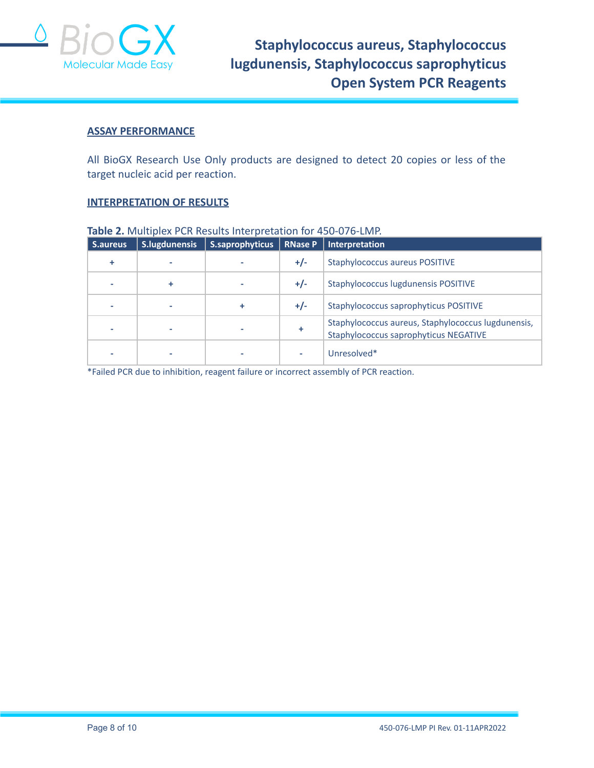## ASSAY PERFORMANCE

All BioGX Research Use Only products are designed to detect 20 copies or less of the target nucleic acid per reaction.

## INTERPRETATION OF RESULTS

**Table 2.** Multiplex PCR Results Interpretation for 450-076-LMP.

| S.aureus | S.lugdunensis | S.saprophyticus | RNase P | Interpretation |
|---|---|---|---|---|
| + | - | - | +/- | Staphylococcus aureus POSITIVE |
| - | + | - | +/- | Staphylococcus lugdunensis POSITIVE |
| - | - | + | +/- | Staphylococcus saprophyticus POSITIVE |
| - | - | - | + | Staphylococcus aureus, Staphylococcus lugdunensis, Staphylococcus saprophyticus NEGATIVE |
| - | - | - | - | Unresolved* |

*Failed PCR due to inhibition, reagent failure or incorrect assembly of PCR reaction.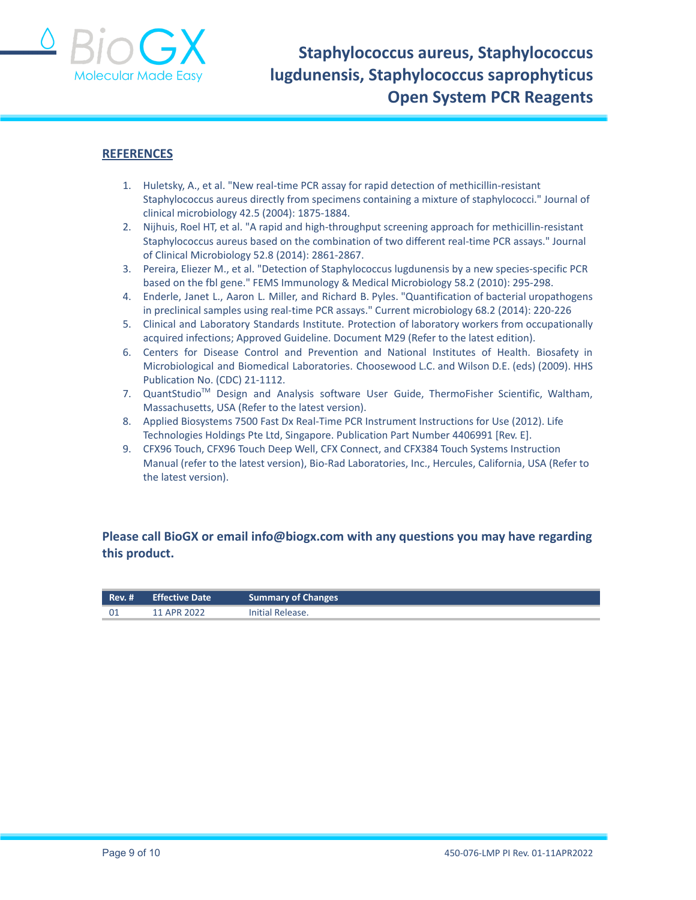## REFERENCES

1. Huletsky, A., et al. "New real-time PCR assay for rapid detection of methicillin-resistant Staphylococcus aureus directly from specimens containing a mixture of staphylococci." Journal of clinical microbiology 42.5 (2004): 1875-1884.
2. Nijhuis, Roel HT, et al. "A rapid and high-throughput screening approach for methicillin-resistant Staphylococcus aureus based on the combination of two different real-time PCR assays." Journal of Clinical Microbiology 52.8 (2014): 2861-2867.
3. Pereira, Eliezer M., et al. "Detection of Staphylococcus lugdunensis by a new species-specific PCR based on the fbl gene." FEMS Immunology & Medical Microbiology 58.2 (2010): 295-298.
4. Enderle, Janet L., Aaron L. Miller, and Richard B. Pyles. "Quantification of bacterial uropathogens in preclinical samples using real-time PCR assays." Current microbiology 68.2 (2014): 220-226
5. Clinical and Laboratory Standards Institute. Protection of laboratory workers from occupationally acquired infections; Approved Guideline. Document M29 (Refer to the latest edition).
6. Centers for Disease Control and Prevention and National Institutes of Health. Biosafety in Microbiological and Biomedical Laboratories. Choosewood L.C. and Wilson D.E. (eds) (2009). HHS Publication No. (CDC) 21-1112.
7. QuantStudio™ Design and Analysis software User Guide, ThermoFisher Scientific, Waltham, Massachusetts, USA (Refer to the latest version).
8. Applied Biosystems 7500 Fast Dx Real-Time PCR Instrument Instructions for Use (2012). Life Technologies Holdings Pte Ltd, Singapore. Publication Part Number 4406991 [Rev. E].
9. CFX96 Touch, CFX96 Touch Deep Well, CFX Connect, and CFX384 Touch Systems Instruction Manual (refer to the latest version), Bio-Rad Laboratories, Inc., Hercules, California, USA (Refer to the latest version).

**Please call BioGX or email info@biogx.com with any questions you may have regarding this product.**

| Rev. # | Effective Date | Summary of Changes |
|---|---|---|
| 01 | 11 APR 2022 | Initial Release. |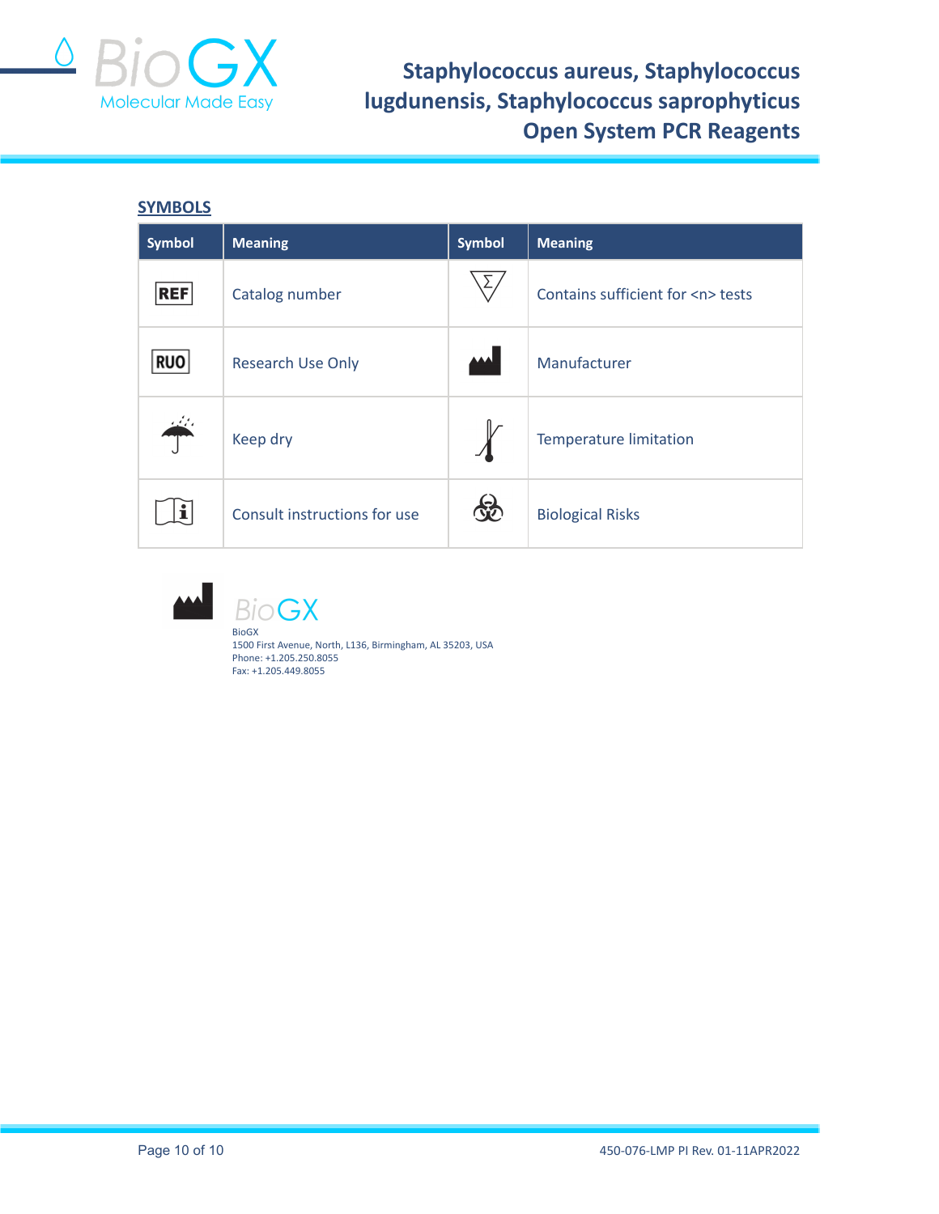## SYMBOLS

| Symbol | Meaning | Symbol | Meaning |
|---|---|---|---|
| REF | Catalog number | | Contains sufficient for <n> tests |
| RUO | Research Use Only | | Manufacturer |
| | Keep dry | | Temperature limitation |
| | Consult instructions for use | | Biological Risks |

BioGX

BioGX
1500 First Avenue, North, L136, Birmingham, AL 35203, USA
Phone: +1.205.250.8055
Fax: +1.205.449.8055